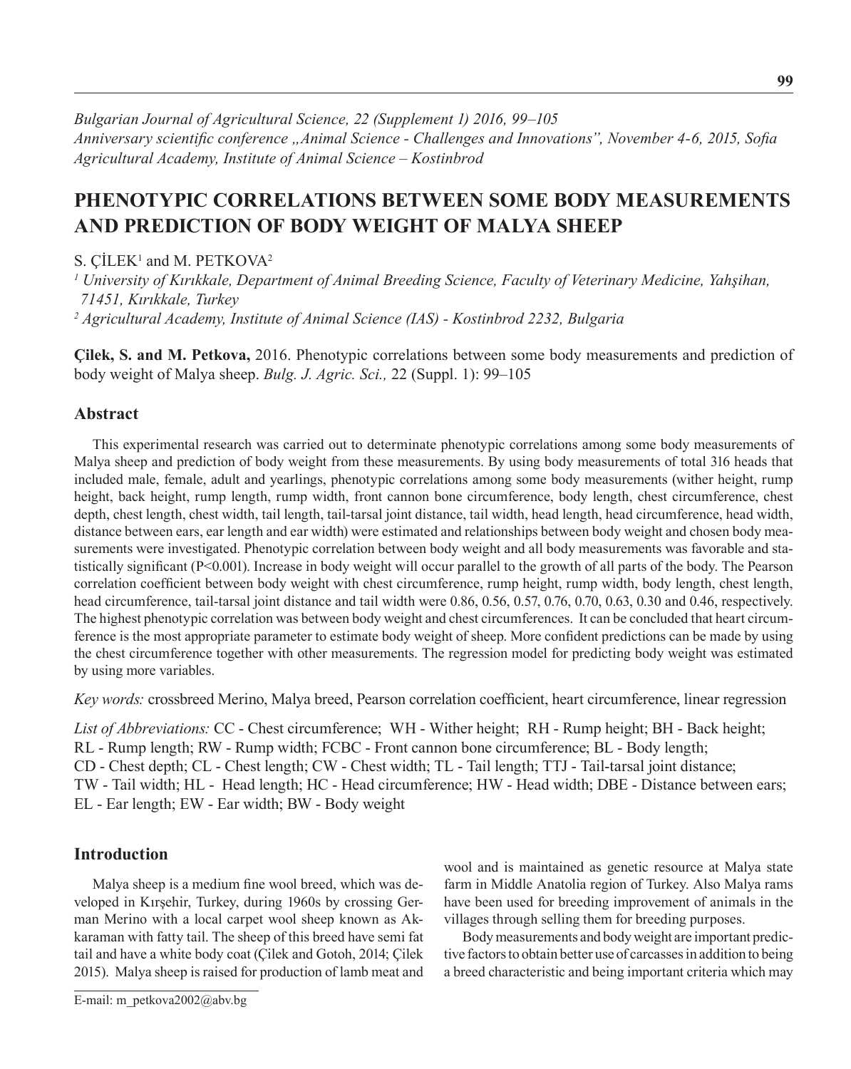*Bulgarian Journal of Agricultural Science, 22 (Supplement 1) 2016, 99–105*
*Anniversary scientific conference „Animal Science - Challenges and Innovations", November 4-6, 2015, Sofia*
*Agricultural Academy, Institute of Animal Science – Kostinbrod*

# PHENOTYPIC CORRELATIONS BETWEEN SOME BODY MEASUREMENTS AND PREDICTION OF BODY WEIGHT OF MALYA SHEEP

S. ÇİLEK[1] and M. PETKOVA[2]

[1] *University of Kırıkkale, Department of Animal Breeding Science, Faculty of Veterinary Medicine, Yahşihan, 71451, Kırıkkale, Turkey*
[2] *Agricultural Academy, Institute of Animal Science (IAS) - Kostinbrod 2232, Bulgaria*

**Çilek, S. and M. Petkova,** 2016. Phenotypic correlations between some body measurements and prediction of body weight of Malya sheep. *Bulg. J. Agric. Sci.,* 22 (Suppl. 1): 99–105

## Abstract

This experimental research was carried out to determinate phenotypic correlations among some body measurements of Malya sheep and prediction of body weight from these measurements. By using body measurements of total 316 heads that included male, female, adult and yearlings, phenotypic correlations among some body measurements (wither height, rump height, back height, rump length, rump width, front cannon bone circumference, body length, chest circumference, chest depth, chest length, chest width, tail length, tail-tarsal joint distance, tail width, head length, head circumference, head width, distance between ears, ear length and ear width) were estimated and relationships between body weight and chosen body measurements were investigated. Phenotypic correlation between body weight and all body measurements was favorable and statistically significant ($P<0.001$). Increase in body weight will occur parallel to the growth of all parts of the body. The Pearson correlation coefficient between body weight with chest circumference, rump height, rump width, body length, chest length, head circumference, tail-tarsal joint distance and tail width were 0.86, 0.56, 0.57, 0.76, 0.70, 0.63, 0.30 and 0.46, respectively. The highest phenotypic correlation was between body weight and chest circumferences. It can be concluded that heart circumference is the most appropriate parameter to estimate body weight of sheep. More confident predictions can be made by using the chest circumference together with other measurements. The regression model for predicting body weight was estimated by using more variables.

*Key words:* crossbreed Merino, Malya breed, Pearson correlation coefficient, heart circumference, linear regression

*List of Abbreviations:* CC - Chest circumference; WH - Wither height; RH - Rump height; BH - Back height; RL - Rump length; RW - Rump width; FCBC - Front cannon bone circumference; BL - Body length; CD - Chest depth; CL - Chest length; CW - Chest width; TL - Tail length; TTJ - Tail-tarsal joint distance; TW - Tail width; HL - Head length; HC - Head circumference; HW - Head width; DBE - Distance between ears; EL - Ear length; EW - Ear width; BW - Body weight

## Introduction

Malya sheep is a medium fine wool breed, which was developed in Kırşehir, Turkey, during 1960s by crossing German Merino with a local carpet wool sheep known as Akkaraman with fatty tail. The sheep of this breed have semi fat tail and have a white body coat (Çilek and Gotoh, 2014; Çilek 2015). Malya sheep is raised for production of lamb meat and wool and is maintained as genetic resource at Malya state farm in Middle Anatolia region of Turkey. Also Malya rams have been used for breeding improvement of animals in the villages through selling them for breeding purposes.

Body measurements and body weight are important predictive factors to obtain better use of carcasses in addition to being a breed characteristic and being important criteria which may

E-mail: m_petkova2002@abv.bg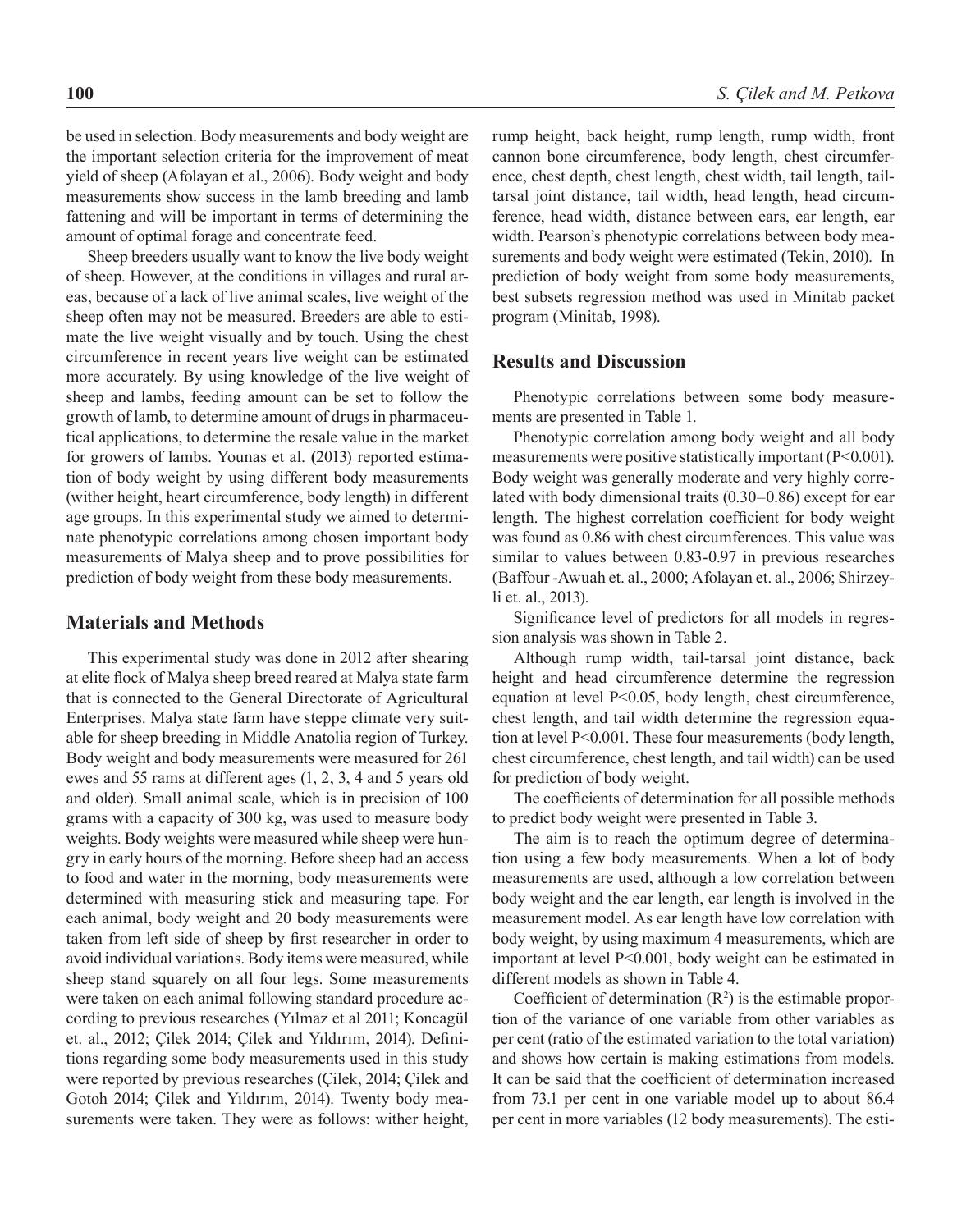be used in selection. Body measurements and body weight are the important selection criteria for the improvement of meat yield of sheep (Afolayan et al., 2006). Body weight and body measurements show success in the lamb breeding and lamb fattening and will be important in terms of determining the amount of optimal forage and concentrate feed.

Sheep breeders usually want to know the live body weight of sheep. However, at the conditions in villages and rural areas, because of a lack of live animal scales, live weight of the sheep often may not be measured. Breeders are able to estimate the live weight visually and by touch. Using the chest circumference in recent years live weight can be estimated more accurately. By using knowledge of the live weight of sheep and lambs, feeding amount can be set to follow the growth of lamb, to determine amount of drugs in pharmaceutical applications, to determine the resale value in the market for growers of lambs. Younas et al. **(**2013) reported estimation of body weight by using different body measurements (wither height, heart circumference, body length) in different age groups. In this experimental study we aimed to determinate phenotypic correlations among chosen important body measurements of Malya sheep and to prove possibilities for prediction of body weight from these body measurements.

## Materials and Methods

This experimental study was done in 2012 after shearing at elite flock of Malya sheep breed reared at Malya state farm that is connected to the General Directorate of Agricultural Enterprises. Malya state farm have steppe climate very suitable for sheep breeding in Middle Anatolia region of Turkey. Body weight and body measurements were measured for 261 ewes and 55 rams at different ages (1, 2, 3, 4 and 5 years old and older). Small animal scale, which is in precision of 100 grams with a capacity of 300 kg, was used to measure body weights. Body weights were measured while sheep were hungry in early hours of the morning. Before sheep had an access to food and water in the morning, body measurements were determined with measuring stick and measuring tape. For each animal, body weight and 20 body measurements were taken from left side of sheep by first researcher in order to avoid individual variations. Body items were measured, while sheep stand squarely on all four legs. Some measurements were taken on each animal following standard procedure according to previous researches (Yılmaz et al 2011; Koncagül et. al., 2012; Çilek 2014; Çilek and Yıldırım, 2014). Definitions regarding some body measurements used in this study were reported by previous researches (Çilek, 2014; Çilek and Gotoh 2014; Çilek and Yıldırım, 2014). Twenty body measurements were taken. They were as follows: wither height, rump height, back height, rump length, rump width, front cannon bone circumference, body length, chest circumference, chest depth, chest length, chest width, tail length, tail-tarsal joint distance, tail width, head length, head circumference, head width, distance between ears, ear length, ear width. Pearson's phenotypic correlations between body measurements and body weight were estimated (Tekin, 2010). In prediction of body weight from some body measurements, best subsets regression method was used in Minitab packet program (Minitab, 1998).

## Results and Discussion

Phenotypic correlations between some body measurements are presented in Table 1.

Phenotypic correlation among body weight and all body measurements were positive statistically important ($P<0.001$). Body weight was generally moderate and very highly correlated with body dimensional traits (0.30–0.86) except for ear length. The highest correlation coefficient for body weight was found as 0.86 with chest circumferences. This value was similar to values between 0.83-0.97 in previous researches (Baffour -Awuah et. al., 2000; Afolayan et. al., 2006; Shirzeyli et. al., 2013).

Significance level of predictors for all models in regression analysis was shown in Table 2.

Although rump width, tail-tarsal joint distance, back height and head circumference determine the regression equation at level $P<0.05$, body length, chest circumference, chest length, and tail width determine the regression equation at level $P<0.001$. These four measurements (body length, chest circumference, chest length, and tail width) can be used for prediction of body weight.

The coefficients of determination for all possible methods to predict body weight were presented in Table 3.

The aim is to reach the optimum degree of determination using a few body measurements. When a lot of body measurements are used, although a low correlation between body weight and the ear length, ear length is involved in the measurement model. As ear length have low correlation with body weight, by using maximum 4 measurements, which are important at level $P<0.001$, body weight can be estimated in different models as shown in Table 4.

Coefficient of determination ($R^2$) is the estimable proportion of the variance of one variable from other variables as per cent (ratio of the estimated variation to the total variation) and shows how certain is making estimations from models. It can be said that the coefficient of determination increased from 73.1 per cent in one variable model up to about 86.4 per cent in more variables (12 body measurements). The esti-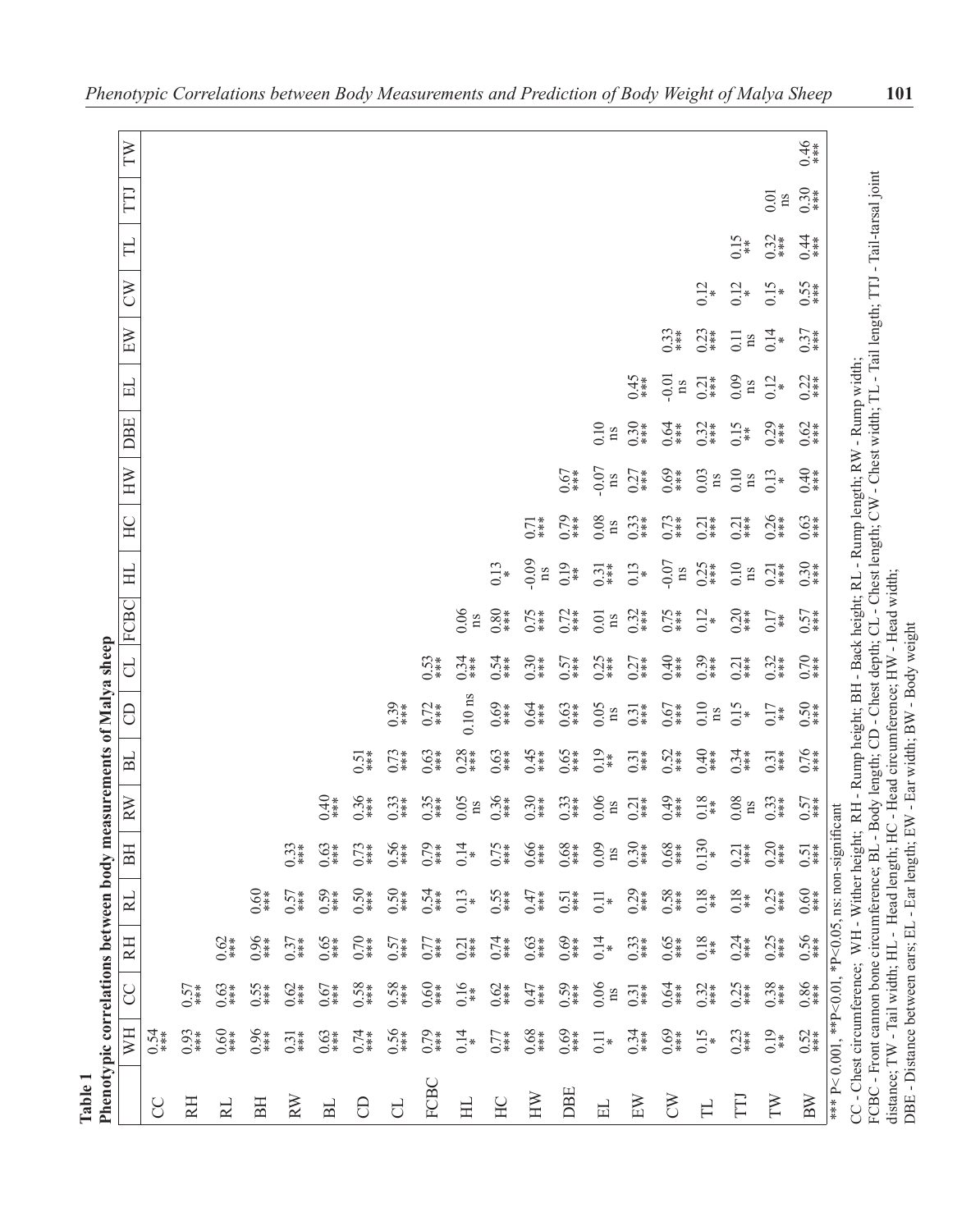**Table 1**
**Phenotypic correlations between body measurements of Malya sheep**

| | WH | CC | RH | RL | BH | RW | BL | CD | CL | FCBC | HL | HC | HW | DBE | EL | EW | CW | TL | TTJ | TW |
|---|---|---|---|---|---|---|---|---|---|---|---|---|---|---|---|---|---|---|---|---|
| CC | 0.54 *** | | | | | | | | | | | | | | | | | | | |
| RH | 0.93 *** | 0.57 *** | | | | | | | | | | | | | | | | | | |
| RL | 0.60 *** | 0.63 *** | 0.62 *** | | | | | | | | | | | | | | | | | |
| BH | 0.96 *** | 0.55 *** | 0.96 *** | 0.60 *** | | | | | | | | | | | | | | | | |
| RW | 0.31 *** | 0.62 *** | 0.37 *** | 0.57 *** | 0.33 *** | | | | | | | | | | | | | | | |
| BL | 0.63 *** | 0.67 *** | 0.65 *** | 0.59 *** | 0.63 *** | 0.40 *** | | | | | | | | | | | | | | |
| CD | 0.74 *** | 0.58 *** | 0.70 *** | 0.50 *** | 0.73 *** | 0.36 *** | 0.51 *** | | | | | | | | | | | | | |
| CL | 0.56 *** | 0.58 *** | 0.57 *** | 0.50 *** | 0.56 *** | 0.33 *** | 0.73 *** | 0.39 *** | | | | | | | | | | | | |
| FCBC | 0.79 *** | 0.60 *** | 0.77 *** | 0.54 *** | 0.79 *** | 0.35 *** | 0.63 *** | 0.72 *** | 0.53 *** | | | | | | | | | | | |
| HL | 0.14 * | 0.16 ** | 0.21 *** | 0.13 * | 0.14 * | 0.05 ns | 0.28 *** | 0.10 ns | 0.34 *** | 0.06 ns | | | | | | | | | | |
| HC | 0.77 *** | 0.62 *** | 0.74 *** | 0.55 *** | 0.75 *** | 0.36 *** | 0.63 *** | 0.69 *** | 0.54 *** | 0.80 *** | 0.13 * | | | | | | | | | |
| HW | 0.68 *** | 0.47 *** | 0.63 *** | 0.47 *** | 0.66 *** | 0.30 *** | 0.45 *** | 0.64 *** | 0.30 *** | 0.75 *** | -0.09 ns | 0.71 *** | | | | | | | | |
| DBE | 0.69 *** | 0.59 *** | 0.69 *** | 0.51 *** | 0.68 *** | 0.33 *** | 0.65 *** | 0.63 *** | 0.57 *** | 0.72 *** | 0.19 ** | 0.79 *** | 0.67 *** | | | | | | | |
| EL | 0.11 * | 0.06 ns | 0.14 * | 0.11 * | 0.09 ns | 0.06 ns | 0.19 ** | 0.05 ns | 0.25 *** | 0.01 ns | 0.31 *** | 0.08 ns | -0.07 ns | 0.10 ns | | | | | | |
| EW | 0.34 *** | 0.31 *** | 0.33 *** | 0.29 *** | 0.30 *** | 0.21 *** | 0.31 *** | 0.31 *** | 0.27 *** | 0.32 *** | 0.13 * | 0.33 *** | 0.27 *** | 0.30 *** | 0.45 *** | | | | | |
| CW | 0.69 *** | 0.64 *** | 0.65 *** | 0.58 *** | 0.68 *** | 0.49 *** | 0.52 *** | 0.67 *** | 0.40 *** | 0.75 *** | -0.07 ns | 0.73 *** | 0.69 *** | 0.64 *** | -0.01 ns | 0.33 *** | | | | |
| TL | 0.15 * | 0.32 *** | 0.18 ** | 0.18 ** | 0.130 * | 0.18 ** | 0.40 *** | 0.10 ns | 0.39 *** | 0.12 * | 0.25 *** | 0.21 *** | 0.03 ns | 0.32 *** | 0.21 *** | 0.23 *** | 0.12 * | | | |
| TTJ | 0.23 *** | 0.25 *** | 0.24 *** | 0.18 ** | 0.21 *** | 0.08 ns | 0.34 *** | 0.15 * | 0.21 *** | 0.20 *** | 0.10 ns | 0.21 *** | 0.10 ns | 0.15 ** | 0.09 ns | 0.11 ns | 0.12 * | 0.15 ** | | |
| TW | 0.19 ** | 0.38 *** | 0.25 *** | 0.25 *** | 0.20 *** | 0.33 *** | 0.31 *** | 0.17 ** | 0.32 *** | 0.17 ** | 0.21 *** | 0.26 *** | 0.13 * | 0.29 *** | 0.12 * | 0.14 * | 0.15 * | 0.32 *** | 0.01 ns | |
| BW | 0.52 *** | 0.86 *** | 0.56 *** | 0.60 *** | 0.51 *** | 0.57 *** | 0.76 *** | 0.50 *** | 0.70 *** | 0.57 *** | 0.30 *** | 0.63 *** | 0.40 *** | 0.62 *** | 0.22 *** | 0.37 *** | 0.55 *** | 0.44 *** | 0.30 *** | 0.46 *** |

*** P<0.001, **P<0.01, *P<0.05, ns: non-significant

CC - Chest circumference; WH - Wither height; RH - Rump height; BH - Back height; RL - Rump length; RW - Rump width; FCBC - Front cannon bone circumference; BL - Body length; CD - Chest depth; CL - Chest length; CW - Chest width; TL - Tail length; TTJ - Tail-tarsal joint distance; TW - Tail width; HL - Head length; HC - Head circumference; HW - Head width; DBE - Distance between ears; EL - Ear length; EW - Ear width; BW - Body weight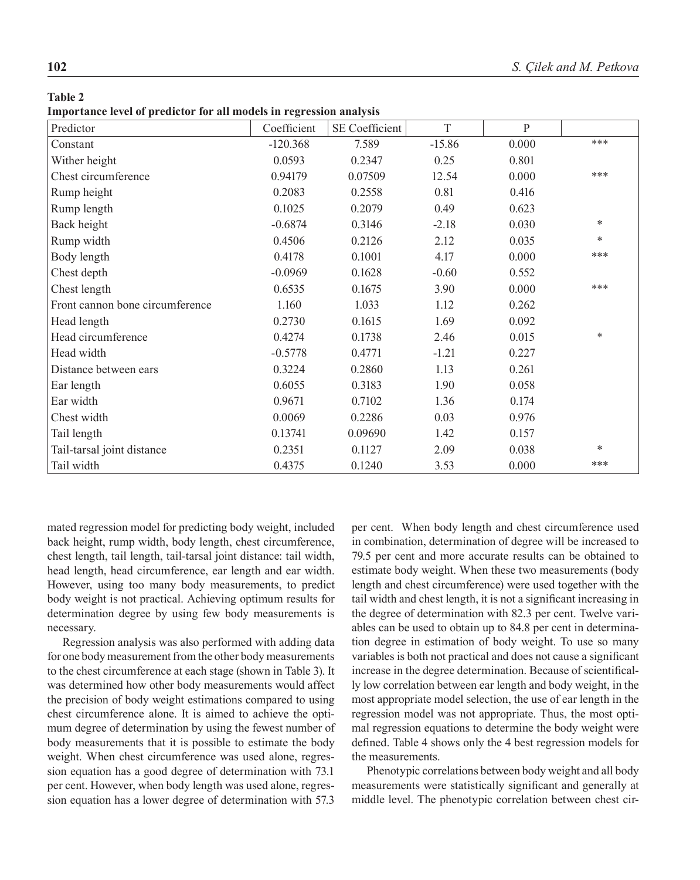**Table 2**
**Importance level of predictor for all models in regression analysis**

| Predictor | Coefficient | SE Coefficient | T | P | |
|---|---|---|---|---|---|
| Constant | -120.368 | 7.589 | -15.86 | 0.000 | *** |
| Wither height | 0.0593 | 0.2347 | 0.25 | 0.801 | |
| Chest circumference | 0.94179 | 0.07509 | 12.54 | 0.000 | *** |
| Rump height | 0.2083 | 0.2558 | 0.81 | 0.416 | |
| Rump length | 0.1025 | 0.2079 | 0.49 | 0.623 | |
| Back height | -0.6874 | 0.3146 | -2.18 | 0.030 | * |
| Rump width | 0.4506 | 0.2126 | 2.12 | 0.035 | * |
| Body length | 0.4178 | 0.1001 | 4.17 | 0.000 | *** |
| Chest depth | -0.0969 | 0.1628 | -0.60 | 0.552 | |
| Chest length | 0.6535 | 0.1675 | 3.90 | 0.000 | *** |
| Front cannon bone circumference | 1.160 | 1.033 | 1.12 | 0.262 | |
| Head length | 0.2730 | 0.1615 | 1.69 | 0.092 | |
| Head circumference | 0.4274 | 0.1738 | 2.46 | 0.015 | * |
| Head width | -0.5778 | 0.4771 | -1.21 | 0.227 | |
| Distance between ears | 0.3224 | 0.2860 | 1.13 | 0.261 | |
| Ear length | 0.6055 | 0.3183 | 1.90 | 0.058 | |
| Ear width | 0.9671 | 0.7102 | 1.36 | 0.174 | |
| Chest width | 0.0069 | 0.2286 | 0.03 | 0.976 | |
| Tail length | 0.13741 | 0.09690 | 1.42 | 0.157 | |
| Tail-tarsal joint distance | 0.2351 | 0.1127 | 2.09 | 0.038 | * |
| Tail width | 0.4375 | 0.1240 | 3.53 | 0.000 | *** |

mated regression model for predicting body weight, included back height, rump width, body length, chest circumference, chest length, tail length, tail-tarsal joint distance: tail width, head length, head circumference, ear length and ear width. However, using too many body measurements, to predict body weight is not practical. Achieving optimum results for determination degree by using few body measurements is necessary.

Regression analysis was also performed with adding data for one body measurement from the other body measurements to the chest circumference at each stage (shown in Table 3). It was determined how other body measurements would affect the precision of body weight estimations compared to using chest circumference alone. It is aimed to achieve the optimum degree of determination by using the fewest number of body measurements that it is possible to estimate the body weight. When chest circumference was used alone, regression equation has a good degree of determination with 73.1 per cent. However, when body length was used alone, regression equation has a lower degree of determination with 57.3 per cent. When body length and chest circumference used in combination, determination of degree will be increased to 79.5 per cent and more accurate results can be obtained to estimate body weight. When these two measurements (body length and chest circumference) were used together with the tail width and chest length, it is not a significant increasing in the degree of determination with 82.3 per cent. Twelve variables can be used to obtain up to 84.8 per cent in determination degree in estimation of body weight. To use so many variables is both not practical and does not cause a significant increase in the degree determination. Because of scientifically low correlation between ear length and body weight, in the most appropriate model selection, the use of ear length in the regression model was not appropriate. Thus, the most optimal regression equations to determine the body weight were defined. Table 4 shows only the 4 best regression models for the measurements.

Phenotypic correlations between body weight and all body measurements were statistically significant and generally at middle level. The phenotypic correlation between chest cir-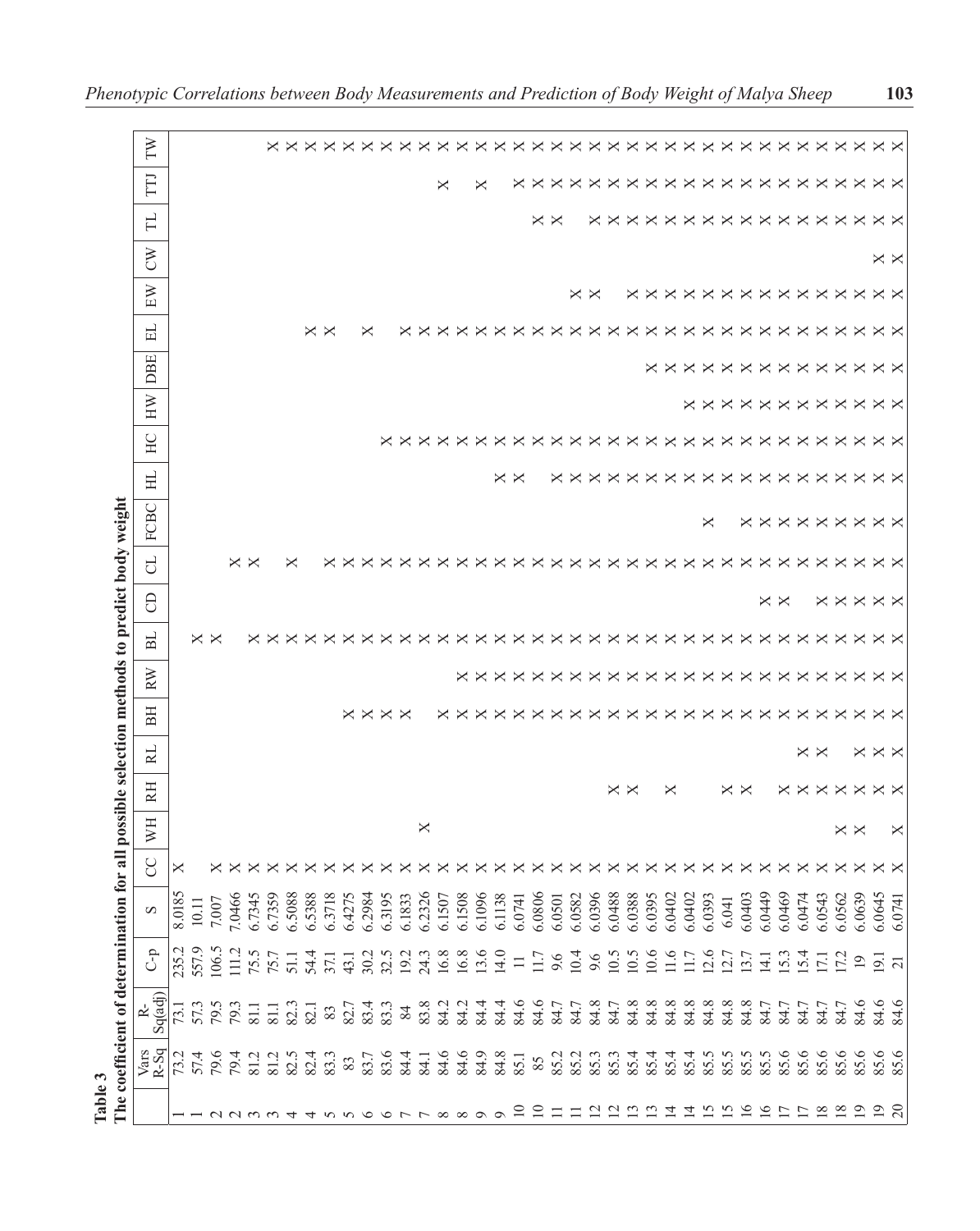**Table 3**
**The coefficient of determination for all possible selection methods to predict body weight**

| Vars | R-Sq | R-Sq(adj) | C-p | S | CC | WH | RH | RL | BH | RW | BL | CD | CL | FCBC | HL | HC | HW | DBE | EL | EW | CW | TL | TTJ | TW |
|---|---|---|---|---|---|---|---|---|---|---|---|---|---|---|---|---|---|---|---|---|---|---|---|---|
| 1 | 73.2 | 73.1 | 235.2 | 8.0185 | X | | | | | | | | | | | | | | | | | | | |
| 1 | 57.4 | 57.3 | 557.9 | 10.11 | | | | | | | X | | | | | | | | | | | | | |
| 2 | 79.6 | 79.5 | 106.5 | 7.007 | X | | | | | | X | | | | | | | | | | | | | |
| 2 | 79.4 | 79.3 | 111.2 | 7.0466 | X | | | | | | | | X | | | | | | | | | | | |
| 3 | 81.2 | 81.1 | 75.5 | 6.7345 | X | | | | | | X | | X | | | | | | | | | | | |
| 3 | 81.2 | 81.1 | 75.7 | 6.7359 | X | | | | | | X | | | | | | | | | | | | | X |
| 4 | 82.5 | 82.3 | 51.1 | 6.5088 | X | | | | | | X | | X | | | | | | | | | | | X |
| 4 | 82.4 | 82.1 | 54.4 | 6.5388 | X | | | | | | X | | | | | | | | X | | | | | X |
| 5 | 83.3 | 83 | 37.1 | 6.3718 | X | | | | | | X | | X | | | | | | X | | | | | X |
| 5 | 83 | 82.7 | 43.1 | 6.4275 | X | | | | X | | X | | X | | | | | | | | | | | X |
| 6 | 83.7 | 83.4 | 30.2 | 6.2984 | X | | | | X | | X | | X | | | | | | X | | | | | X |
| 6 | 83.6 | 83.3 | 32.5 | 6.3195 | X | | | | X | | X | | X | | | X | | | | | | | | X |
| 7 | 84.4 | 84 | 19.2 | 6.1833 | X | | | | X | | X | | X | | | X | | | X | | | | | X |
| 7 | 84.1 | 83.8 | 24.3 | 6.2326 | X | X | | | | | X | | X | | | X | | | X | | | | | X |
| 8 | 84.6 | 84.2 | 16.8 | 6.1507 | X | | | | X | | X | | X | | | X | | | X | | | | X | X |
| 8 | 84.6 | 84.2 | 16.8 | 6.1508 | X | | | | X | X | X | | X | | | X | | | X | | | | | X |
| 9 | 84.9 | 84.4 | 13.6 | 6.1096 | X | | | | X | X | X | | X | | | X | | | X | | | | X | X |
| 9 | 84.8 | 84.4 | 14.0 | 6.1138 | X | | | | X | X | X | | X | | X | X | | | X | | | | | X |
| 10 | 85.1 | 84.6 | 11 | 6.0741 | X | | | | X | X | X | | X | | X | X | | | X | | | | X | X |
| 10 | 85 | 84.6 | 11.7 | 6.0806 | X | | | | X | X | X | | X | | | X | | | X | | | X | X | X |
| 11 | 85.2 | 84.7 | 9.6 | 6.0501 | X | | | | X | X | X | | X | | X | X | | | X | | | X | X | X |
| 11 | 85.2 | 84.7 | 10.4 | 6.0582 | X | | | | X | X | X | | X | | X | X | | | X | X | | | X | X |
| 12 | 85.3 | 84.8 | 9.6 | 6.0396 | X | | | | X | X | X | | X | | X | X | | | X | X | | X | X | X |
| 12 | 85.3 | 84.7 | 10.5 | 6.0488 | X | | X | | X | X | X | | X | | X | X | | | X | | | X | X | X |
| 13 | 85.4 | 84.8 | 10.5 | 6.0388 | X | | X | | X | X | X | | X | | X | X | | | X | X | | X | X | X |
| 13 | 85.4 | 84.8 | 10.6 | 6.0395 | X | | | | X | X | X | | X | | X | X | | X | X | X | | X | X | X |
| 14 | 85.4 | 84.8 | 11.6 | 6.0402 | X | | X | | X | X | X | | X | | X | X | | X | X | X | | X | X | X |
| 14 | 85.4 | 84.8 | 11.7 | 6.0402 | X | | | | X | X | X | | X | | X | X | X | X | X | X | | X | X | X |
| 15 | 85.5 | 84.8 | 12.6 | 6.0393 | X | | | | X | X | X | | X | X | X | X | X | X | X | X | | X | X | X |
| 15 | 85.5 | 84.8 | 12.7 | 6.041 | X | | X | | X | X | X | | X | | X | X | X | X | X | X | | X | X | X |
| 16 | 85.5 | 84.8 | 13.7 | 6.0403 | X | | X | | X | X | X | | X | X | X | X | X | X | X | X | | X | X | X |
| 16 | 85.5 | 84.7 | 14.1 | 6.0449 | X | | | | X | X | X | X | X | X | X | X | X | X | X | X | | X | X | X |
| 17 | 85.6 | 84.7 | 15.3 | 6.0469 | X | | X | | X | X | X | X | X | X | X | X | X | X | X | X | | X | X | X |
| 17 | 85.6 | 84.7 | 15.4 | 6.0474 | X | | X | X | X | X | X | | X | X | X | X | X | X | X | X | | X | X | X |
| 18 | 85.6 | 84.7 | 17.1 | 6.0543 | X | | X | X | X | X | X | X | X | X | X | X | X | X | X | X | | X | X | X |
| 18 | 85.6 | 84.7 | 17.2 | 6.0562 | X | X | X | | X | X | X | X | X | X | X | X | X | X | X | X | | X | X | X |
| 19 | 85.6 | 84.6 | 19 | 6.0639 | X | X | X | X | X | X | X | X | X | X | X | X | X | X | X | X | | X | X | X |
| 19 | 85.6 | 84.6 | 19.1 | 6.0645 | X | | X | X | X | X | X | X | X | X | X | X | X | X | X | X | X | X | X | X |
| 20 | 85.6 | 84.6 | 21 | 6.0741 | X | X | X | X | X | X | X | X | X | X | X | X | X | X | X | X | X | X | X | X |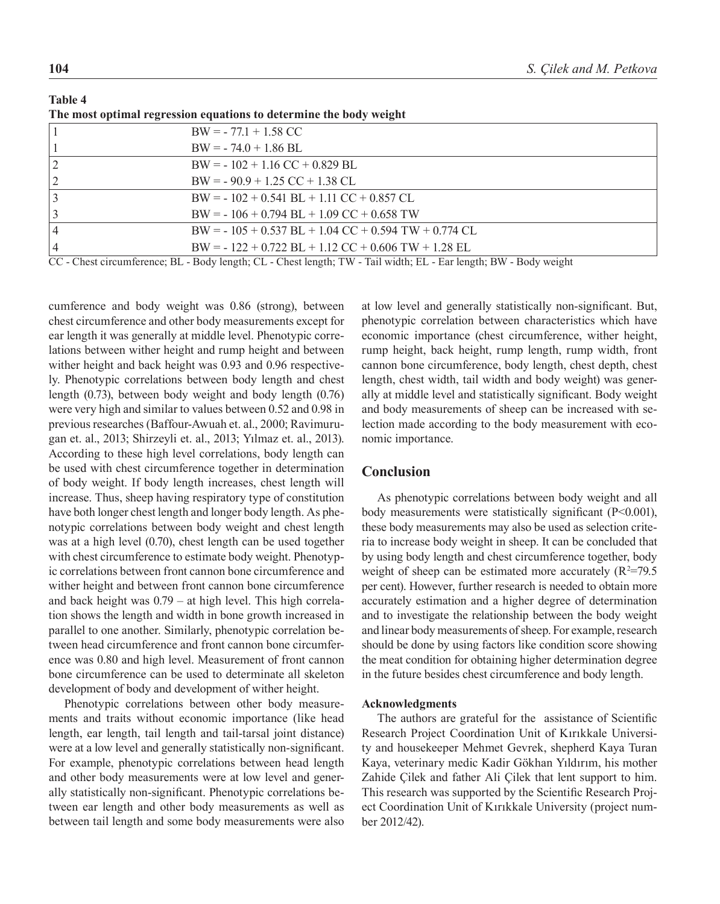**Table 4**

**The most optimal regression equations to determine the body weight**

| | |
|---|---|
| 1 | BW = - 77.1 + 1.58 CC |
| 1 | BW = - 74.0 + 1.86 BL |
| 2 | BW = - 102 + 1.16 CC + 0.829 BL |
| 2 | BW = - 90.9 + 1.25 CC + 1.38 CL |
| 3 | BW = - 102 + 0.541 BL + 1.11 CC + 0.857 CL |
| 3 | BW = - 106 + 0.794 BL + 1.09 CC + 0.658 TW |
| 4 | BW = - 105 + 0.537 BL + 1.04 CC + 0.594 TW + 0.774 CL |
| 4 | BW = - 122 + 0.722 BL + 1.12 CC + 0.606 TW + 1.28 EL |

CC - Chest circumference; BL - Body length; CL - Chest length; TW - Tail width; EL - Ear length; BW - Body weight

cumference and body weight was 0.86 (strong), between chest circumference and other body measurements except for ear length it was generally at middle level. Phenotypic correlations between wither height and rump height and between wither height and back height was 0.93 and 0.96 respectively. Phenotypic correlations between body length and chest length (0.73), between body weight and body length (0.76) were very high and similar to values between 0.52 and 0.98 in previous researches (Baffour-Awuah et. al., 2000; Ravimurugan et. al., 2013; Shirzeyli et. al., 2013; Yılmaz et. al., 2013). According to these high level correlations, body length can be used with chest circumference together in determination of body weight. If body length increases, chest length will increase. Thus, sheep having respiratory type of constitution have both longer chest length and longer body length. As phenotypic correlations between body weight and chest length was at a high level (0.70), chest length can be used together with chest circumference to estimate body weight. Phenotypic correlations between front cannon bone circumference and wither height and between front cannon bone circumference and back height was 0.79 – at high level. This high correlation shows the length and width in bone growth increased in parallel to one another. Similarly, phenotypic correlation between head circumference and front cannon bone circumference was 0.80 and high level. Measurement of front cannon bone circumference can be used to determinate all skeleton development of body and development of wither height.

Phenotypic correlations between other body measurements and traits without economic importance (like head length, ear length, tail length and tail-tarsal joint distance) were at a low level and generally statistically non-significant. For example, phenotypic correlations between head length and other body measurements were at low level and generally statistically non-significant. Phenotypic correlations between ear length and other body measurements as well as between tail length and some body measurements were also at low level and generally statistically non-significant. But, phenotypic correlation between characteristics which have economic importance (chest circumference, wither height, rump height, back height, rump length, rump width, front cannon bone circumference, body length, chest depth, chest length, chest width, tail width and body weight) was generally at middle level and statistically significant. Body weight and body measurements of sheep can be increased with selection made according to the body measurement with economic importance.

## Conclusion

As phenotypic correlations between body weight and all body measurements were statistically significant ($P<0.001$), these body measurements may also be used as selection criteria to increase body weight in sheep. It can be concluded that by using body length and chest circumference together, body weight of sheep can be estimated more accurately ($R^2$=79.5 per cent). However, further research is needed to obtain more accurately estimation and a higher degree of determination and to investigate the relationship between the body weight and linear body measurements of sheep. For example, research should be done by using factors like condition score showing the meat condition for obtaining higher determination degree in the future besides chest circumference and body length.

#### Acknowledgments

The authors are grateful for the assistance of Scientific Research Project Coordination Unit of Kırıkkale University and housekeeper Mehmet Gevrek, shepherd Kaya Turan Kaya, veterinary medic Kadir Gökhan Yıldırım, his mother Zahide Çilek and father Ali Çilek that lent support to him. This research was supported by the Scientific Research Project Coordination Unit of Kırıkkale University (project number 2012/42).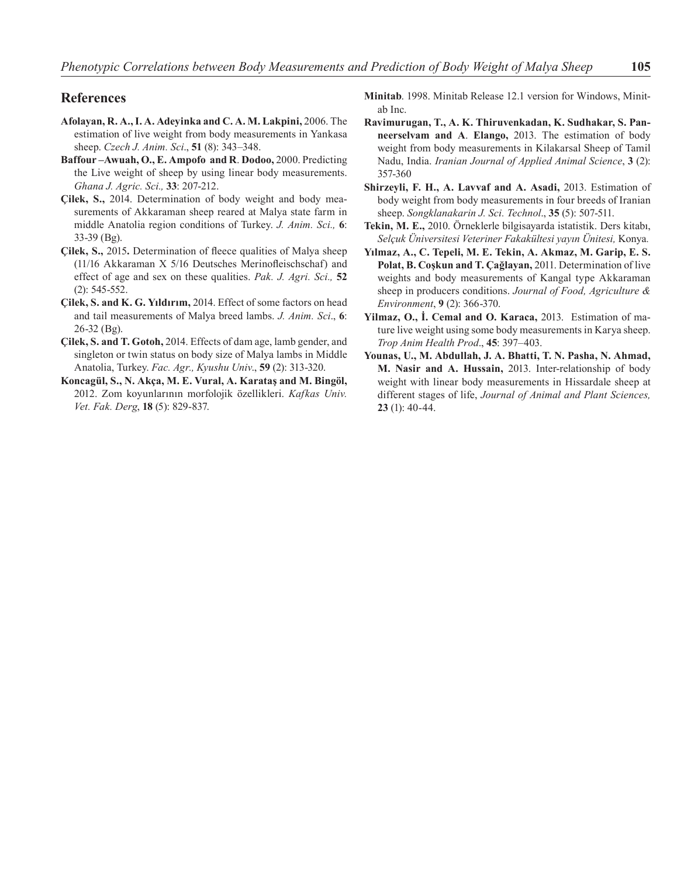## References

**Afolayan, R. A., I. A. Adeyinka and C. A. M. Lakpini,** 2006. The estimation of live weight from body measurements in Yankasa sheep. *Czech J. Anim. Sci*., **51** (8): 343–348.

**Baffour –Awuah, O., E. Ampofo and R. Dodoo,** 2000. Predicting the Live weight of sheep by using linear body measurements. *Ghana J. Agric. Sci.,* **33**: 207-212.

**Çilek, S.,** 2014. Determination of body weight and body measurements of Akkaraman sheep reared at Malya state farm in middle Anatolia region conditions of Turkey. *J. Anim. Sci.,* **6**: 33-39 (Bg).

**Çilek, S.,** 2015**.** Determination of fleece qualities of Malya sheep (11/16 Akkaraman X 5/16 Deutsches Merinofleischschaf) and effect of age and sex on these qualities. *Pak. J. Agri. Sci.,* **52** (2): 545-552.

**Çilek, S. and K. G. Yıldırım,** 2014. Effect of some factors on head and tail measurements of Malya breed lambs. *J. Anim. Sci*., **6**: 26-32 (Bg).

**Çilek, S. and T. Gotoh,** 2014. Effects of dam age, lamb gender, and singleton or twin status on body size of Malya lambs in Middle Anatolia, Turkey. *Fac. Agr., Kyushu Univ*., **59** (2): 313-320.

**Koncagül, S., N. Akça, M. E. Vural, A. Karataş and M. Bingöl,** 2012. Zom koyunlarının morfolojik özellikleri. *Kafkas Univ. Vet. Fak. Derg*, **18** (5): 829-837.

**Minitab**. 1998. Minitab Release 12.1 version for Windows, Minitab Inc.

**Ravimurugan, T., A. K. Thiruvenkadan, K. Sudhakar, S. Panneerselvam and A. Elango,** 2013. The estimation of body weight from body measurements in Kilakarsal Sheep of Tamil Nadu, India. *Iranian Journal of Applied Animal Science*, **3** (2): 357-360

**Shirzeyli, F. H., A. Lavvaf and A. Asadi,** 2013. Estimation of body weight from body measurements in four breeds of Iranian sheep. *Songklanakarin J. Sci. Technol*., **35** (5): 507-511.

**Tekin, M. E.,** 2010. Örneklerle bilgisayarda istatistik. Ders kitabı, *Selçuk Üniversitesi Veteriner Fakakültesi yayın Ünitesi,* Konya.

**Yılmaz, A., C. Tepeli, M. E. Tekin, A. Akmaz, M. Garip, E. S. Polat, B. Coşkun and T. Çağlayan,** 2011. Determination of live weights and body measurements of Kangal type Akkaraman sheep in producers conditions. *Journal of Food, Agriculture & Environment*, **9** (2): 366-370.

**Yilmaz, O., İ. Cemal and O. Karaca,** 2013. Estimation of mature live weight using some body measurements in Karya sheep. *Trop Anim Health Prod*., **45**: 397–403.

**Younas, U., M. Abdullah, J. A. Bhatti, T. N. Pasha, N. Ahmad, M. Nasir and A. Hussain,** 2013. Inter-relationship of body weight with linear body measurements in Hissardale sheep at different stages of life, *Journal of Animal and Plant Sciences,* **23** (1): 40-44.